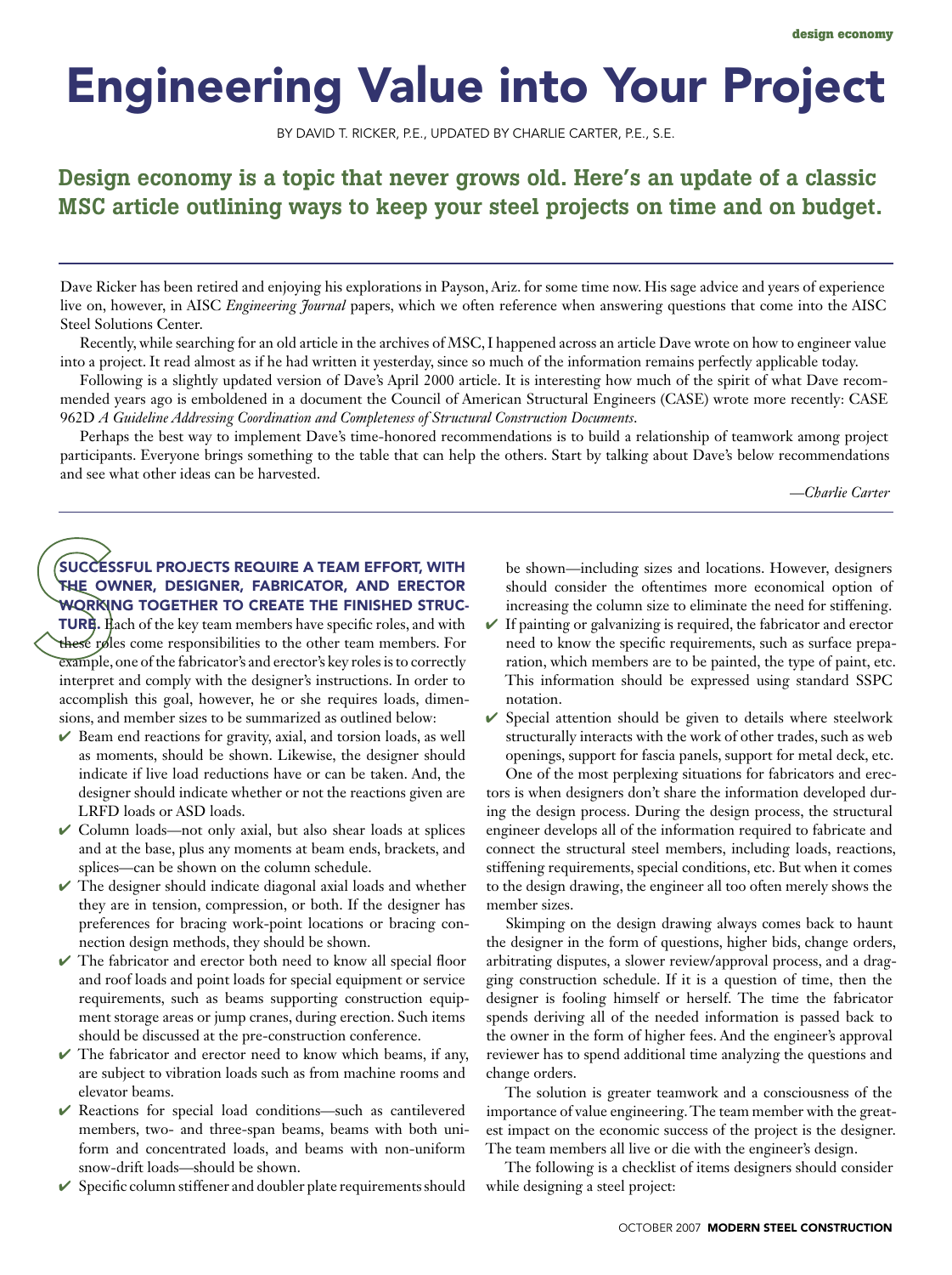# Engineering Value into Your Project

BY DAVID T. RICKER, P.E., UPDATED BY CHARLIE CARTER, P.E., S.E.

**Design economy is a topic that never grows old. Here's an update of a classic MSC article outlining ways to keep your steel projects on time and on budget.**

---

Dave Ricker has been retired and enjoying his explorations in Payson, Ariz. for some time now. His sage advice and years of experience live on, however, in AISC *Engineering Journal* papers, which we often reference when answering questions that come into the AISC Steel Solutions Center.

Recently, while searching for an old article in the archives of MSC, I happened across an article Dave wrote on how to engineer value into a project. It read almost as if he had written it yesterday, since so much of the information remains perfectly applicable today.

Following is a slightly updated version of Dave's April 2000 article. It is interesting how much of the spirit of what Dave recommended years ago is emboldened in a document the Council of American Structural Engineers (CASE) wrote more recently: CASE 962D *A Guideline Addressing Coordination and Completeness of Structural Construction Documents*.

Perhaps the best way to implement Dave's time-honored recommendations is to build a relationship of teamwork among project participants. Everyone brings something to the table that can help the others. Start by talking about Dave's below recommendations and see what other ideas can be harvested.

*—Charlie Carter*

---

**SUCCESSFUL PROJECTS REQUIRE A TEAM EFFORT, WITH THE OWNER, DESIGNER, FABRICATOR, AND ERECTOR WORKING TOGETHER TO CREATE THE FINISHED STRUCTURE.** Each of the key team members have specific roles, and with these roles come responsibilities to the other team members. For example, one of the fabricator's and erector's key roles is to correctly interpret and comply with the designer's instructions. In order to accomplish this goal, however, he or she requires loads, dimensions, and member sizes to be summarized as outlined below:

- ✔ Beam end reactions for gravity, axial, and torsion loads, as well as moments, should be shown. Likewise, the designer should indicate if live load reductions have or can be taken. And, the designer should indicate whether or not the reactions given are LRFD loads or ASD loads.
- ✔ Column loads—not only axial, but also shear loads at splices and at the base, plus any moments at beam ends, brackets, and splices—can be shown on the column schedule.
- ✔ The designer should indicate diagonal axial loads and whether they are in tension, compression, or both. If the designer has preferences for bracing work-point locations or bracing connection design methods, they should be shown.
- ✔ The fabricator and erector both need to know all special floor and roof loads and point loads for special equipment or service requirements, such as beams supporting construction equipment storage areas or jump cranes, during erection. Such items should be discussed at the pre-construction conference.
- ✔ The fabricator and erector need to know which beams, if any, are subject to vibration loads such as from machine rooms and elevator beams.
- ✔ Reactions for special load conditions—such as cantilevered members, two- and three-span beams, beams with both uniform and concentrated loads, and beams with non-uniform snow-drift loads—should be shown.
- ✔ Specific column stiffener and doubler plate requirements should be shown—including sizes and locations. However, designers should consider the oftentimes more economical option of increasing the column size to eliminate the need for stiffening.
- ✔ If painting or galvanizing is required, the fabricator and erector need to know the specific requirements, such as surface preparation, which members are to be painted, the type of paint, etc. This information should be expressed using standard SSPC notation.
- ✔ Special attention should be given to details where steelwork structurally interacts with the work of other trades, such as web openings, support for fascia panels, support for metal deck, etc.

One of the most perplexing situations for fabricators and erectors is when designers don't share the information developed during the design process. During the design process, the structural engineer develops all of the information required to fabricate and connect the structural steel members, including loads, reactions, stiffening requirements, special conditions, etc. But when it comes to the design drawing, the engineer all too often merely shows the member sizes.

Skimping on the design drawing always comes back to haunt the designer in the form of questions, higher bids, change orders, arbitrating disputes, a slower review/approval process, and a dragging construction schedule. If it is a question of time, then the designer is fooling himself or herself. The time the fabricator spends deriving all of the needed information is passed back to the owner in the form of higher fees. And the engineer's approval reviewer has to spend additional time analyzing the questions and change orders.

The solution is greater teamwork and a consciousness of the importance of value engineering. The team member with the greatest impact on the economic success of the project is the designer. The team members all live or die with the engineer's design.

The following is a checklist of items designers should consider while designing a steel project: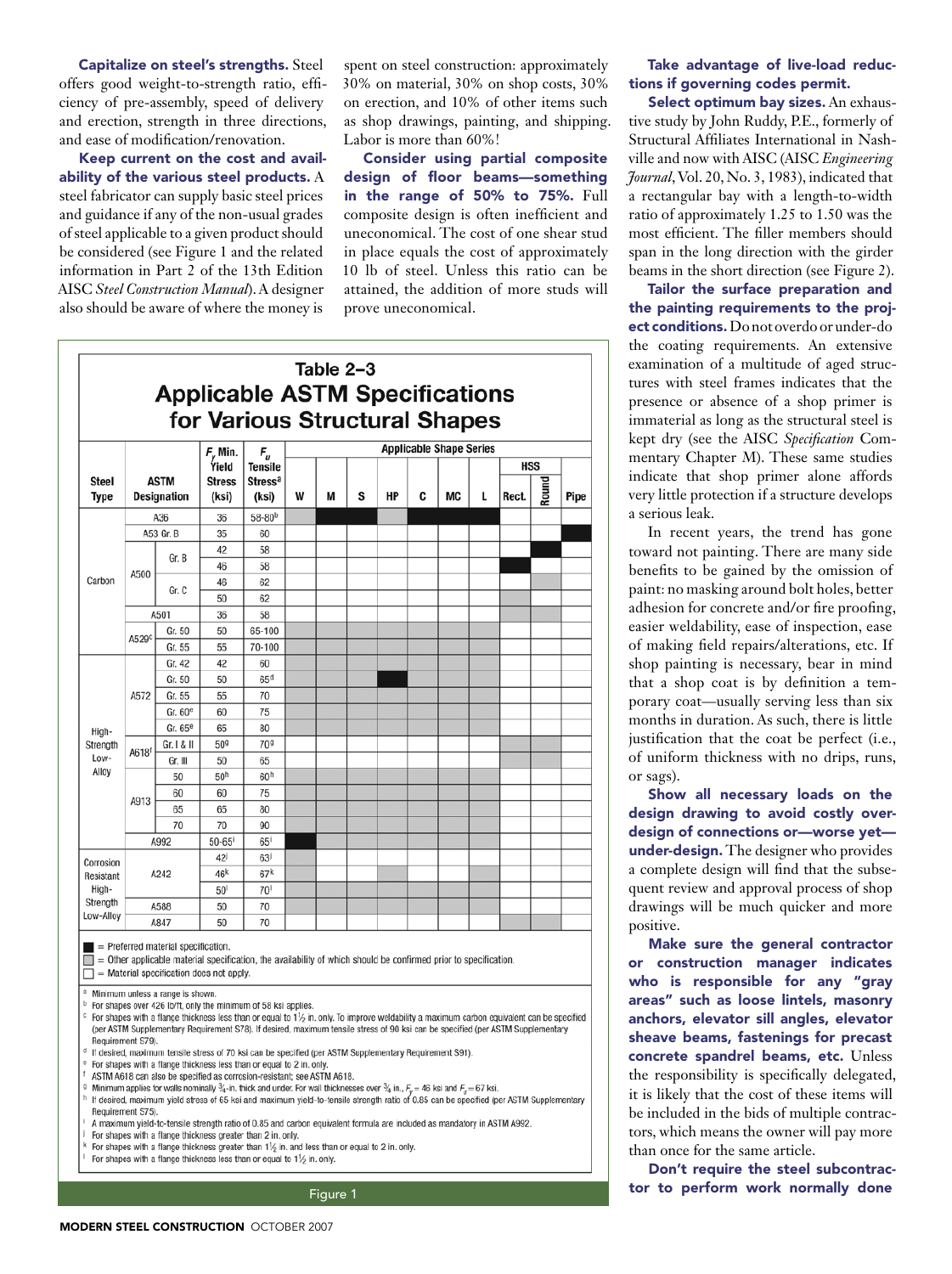**Capitalize on steel's strengths.** Steel offers good weight-to-strength ratio, efficiency of pre-assembly, speed of delivery and erection, strength in three directions, and ease of modification/renovation.

**Keep current on the cost and availability of the various steel products.** A steel fabricator can supply basic steel prices and guidance if any of the non-usual grades of steel applicable to a given product should be considered (see Figure 1 and the related information in Part 2 of the 13th Edition AISC *Steel Construction Manual*). A designer also should be aware of where the money is spent on steel construction: approximately 30% on material, 30% on shop costs, 30% on erection, and 10% of other items such as shop drawings, painting, and shipping. Labor is more than 60%!

**Consider using partial composite design of floor beams—something in the range of 50% to 75%.** Full composite design is often inefficient and uneconomical. The cost of one shear stud in place equals the cost of approximately 10 lb of steel. Unless this ratio can be attained, the addition of more studs will prove uneconomical.

## Table 2–3
## Applicable ASTM Specifications for Various Structural Shapes

| Steel Type | ASTM Designation | | $F_y$ Min. Yield Stress (ksi) | $F_u$ Tensile Stress[a] (ksi) | W | M | S | HP | C | MC | L | HSS Rect. | HSS Round | Pipe |
|---|---|---|---|---|---|---|---|---|---|---|---|---|---|---|
| Carbon | A36 | | 36 | 58-80[b] | ▒ | ■ | ■ | ■ | ■ | ■ | ■ | | | |
| | A53 Gr. B | | 35 | 60 | | | | | | | | | | ■ |
| | A500 | Gr. B | 42 | 58 | | | | | | | | | ■ | |
| | | | 46 | 58 | | | | | | | | ■ | | |
| | | Gr. C | 46 | 62 | | | | | | | | | ▒ | |
| | | | 50 | 62 | | | | | | | | ▒ | | |
| | A501 | | 36 | 58 | | | | | | | | ▒ | ▒ | |
| | A529[c] | Gr. 50 | 50 | 65-100 | ▒ | ▒ | ▒ | ▒ | ▒ | ▒ | ▒ | | | |
| | | Gr. 55 | 55 | 70-100 | ▒ | ▒ | ▒ | ▒ | ▒ | ▒ | ▒ | | | |
| High-Strength Low-Alloy | A572 | Gr. 42 | 42 | 60 | ▒ | ▒ | ▒ | ▒ | ▒ | ▒ | ▒ | | | |
| | | Gr. 50 | 50 | 65[d] | ▒ | ▒ | ▒ | ■ | ▒ | ▒ | ▒ | | | |
| | | Gr. 55 | 55 | 70 | ▒ | ▒ | ▒ | ▒ | ▒ | ▒ | ▒ | | | |
| | | Gr. 60[e] | 60 | 75 | ▒ | ▒ | ▒ | ▒ | ▒ | ▒ | ▒ | | | |
| | | Gr. 65[e] | 65 | 80 | ▒ | ▒ | ▒ | ▒ | ▒ | ▒ | ▒ | | | |
| | A618[f] | Gr. I & II | 50[g] | 70[g] | | | | | | | | ▒ | ▒ | |
| | | Gr. III | 50 | 65 | | | | | | | | ▒ | ▒ | |
| | A913 | 50 | 50[h] | 60[h] | ▒ | | | | | | | | | |
| | | 60 | 60 | 75 | ▒ | | | | | | | | | |
| | | 65 | 65 | 80 | ▒ | | | | | | | | | |
| | | 70 | 70 | 90 | ▒ | | | | | | | | | |
| | A992 | | 50-65[i] | 65[i] | ■ | ▒ | ▒ | ▒ | ▒ | ▒ | ▒ | | | |
| Corrosion Resistant High-Strength Low-Alloy | A242 | | 42[j] | 63[j] | ▒ | | | | | | | | | |
| | | | 46[k] | 67[k] | ▒ | | | ▒ | | | ▒ | | | |
| | | | 50[l] | 70[l] | ▒ | ▒ | ▒ | ▒ | ▒ | ▒ | ▒ | | | |
| | A588 | | 50 | 70 | ▒ | ▒ | ▒ | ▒ | ▒ | ▒ | ▒ | | | |
| | A847 | | 50 | 70 | | | | | | | | ▒ | ▒ | |

■ = Preferred material specification.
▒ = Other applicable material specification, the availability of which should be confirmed prior to specification.
□ = Material specification does not apply.

[a] Minimum unless a range is shown.
[b] For shapes over 426 lb/ft, only the minimum of 58 ksi applies.
[c] For shapes with a flange thickness less than or equal to 1½ in. only. To improve weldability a maximum carbon equivalent can be specified (per ASTM Supplementary Requirement S78). If desired, maximum tensile stress of 90 ksi can be specified (per ASTM Supplementary Requirement S79).
[d] If desired, maximum tensile stress of 70 ksi can be specified (per ASTM Supplementary Requirement S91).
[e] For shapes with a flange thickness less than or equal to 2 in. only.
[f] ASTM A618 can also be specified as corrosion-resistant; see ASTM A618.
[g] Minimum applies for walls nominally ¾-in. thick and under. For wall thicknesses over ¾ in., $F_y$ = 46 ksi and $F_u$ = 67 ksi.
[h] If desired, maximum yield stress of 65 ksi and maximum yield-to-tensile strength ratio of 0.85 can be specified (per ASTM Supplementary Requirement S75).
[i] A maximum yield-to-tensile strength ratio of 0.85 and carbon equivalent formula are included as mandatory in ASTM A992.
[j] For shapes with a flange thickness greater than 2 in. only.
[k] For shapes with a flange thickness greater than 1½ in. and less than or equal to 2 in. only.
[l] For shapes with a flange thickness less than or equal to 1½ in. only.

Figure 1

**Take advantage of live-load reductions if governing codes permit.**

**Select optimum bay sizes.** An exhaustive study by John Ruddy, P.E., formerly of Structural Affiliates International in Nashville and now with AISC (AISC *Engineering Journal*, Vol. 20, No. 3, 1983), indicated that a rectangular bay with a length-to-width ratio of approximately 1.25 to 1.50 was the most efficient. The filler members should span in the long direction with the girder beams in the short direction (see Figure 2).

**Tailor the surface preparation and the painting requirements to the project conditions.** Do not overdo or under-do the coating requirements. An extensive examination of a multitude of aged structures with steel frames indicates that the presence or absence of a shop primer is immaterial as long as the structural steel is kept dry (see the AISC *Specification* Commentary Chapter M). These same studies indicate that shop primer alone affords very little protection if a structure develops a serious leak.

In recent years, the trend has gone toward not painting. There are many side benefits to be gained by the omission of paint: no masking around bolt holes, better adhesion for concrete and/or fire proofing, easier weldability, ease of inspection, ease of making field repairs/alterations, etc. If shop painting is necessary, bear in mind that a shop coat is by definition a temporary coat—usually serving less than six months in duration. As such, there is little justification that the coat be perfect (i.e., of uniform thickness with no drips, runs, or sags).

**Show all necessary loads on the design drawing to avoid costly overdesign of connections or—worse yet—under-design.** The designer who provides a complete design will find that the subsequent review and approval process of shop drawings will be much quicker and more positive.

**Make sure the general contractor or construction manager indicates who is responsible for any "gray areas" such as loose lintels, masonry anchors, elevator sill angles, elevator sheave beams, fastenings for precast concrete spandrel beams, etc.** Unless the responsibility is specifically delegated, it is likely that the cost of these items will be included in the bids of multiple contractors, which means the owner will pay more than once for the same article.

**Don't require the steel subcontractor to perform work normally done**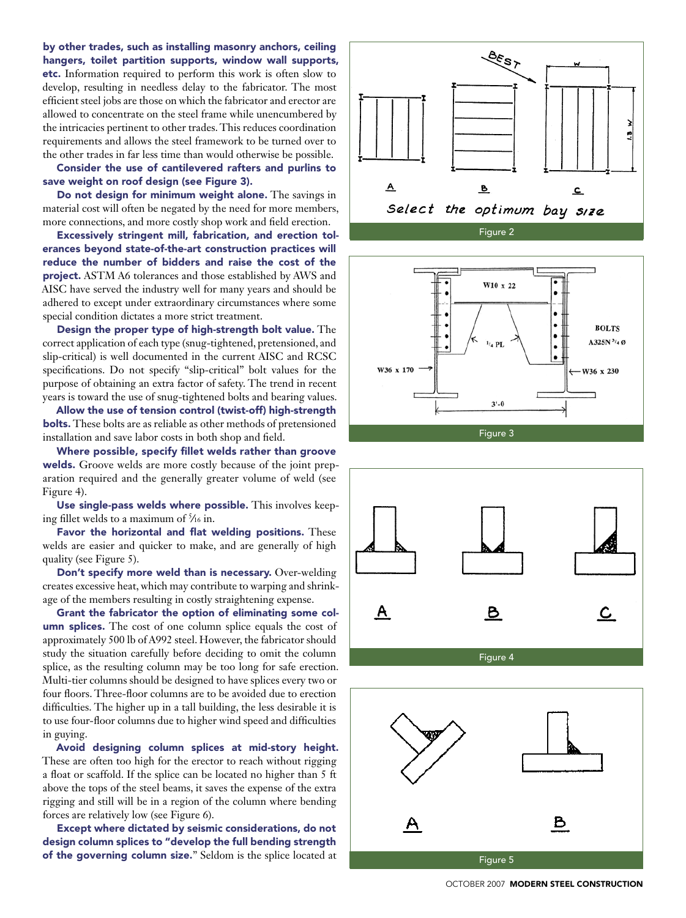**by other trades, such as installing masonry anchors, ceiling hangers, toilet partition supports, window wall supports, etc.** Information required to perform this work is often slow to develop, resulting in needless delay to the fabricator. The most efficient steel jobs are those on which the fabricator and erector are allowed to concentrate on the steel frame while unencumbered by the intricacies pertinent to other trades. This reduces coordination requirements and allows the steel framework to be turned over to the other trades in far less time than would otherwise be possible.

**Consider the use of cantilevered rafters and purlins to save weight on roof design (see Figure 3).**

**Do not design for minimum weight alone.** The savings in material cost will often be negated by the need for more members, more connections, and more costly shop work and field erection.

**Excessively stringent mill, fabrication, and erection tolerances beyond state-of-the-art construction practices will reduce the number of bidders and raise the cost of the project.** ASTM A6 tolerances and those established by AWS and AISC have served the industry well for many years and should be adhered to except under extraordinary circumstances where some special condition dictates a more strict treatment.

**Design the proper type of high-strength bolt value.** The correct application of each type (snug-tightened, pretensioned, and slip-critical) is well documented in the current AISC and RCSC specifications. Do not specify "slip-critical" bolt values for the purpose of obtaining an extra factor of safety. The trend in recent years is toward the use of snug-tightened bolts and bearing values.

**Allow the use of tension control (twist-off) high-strength bolts.** These bolts are as reliable as other methods of pretensioned installation and save labor costs in both shop and field.

**Where possible, specify fillet welds rather than groove welds.** Groove welds are more costly because of the joint preparation required and the generally greater volume of weld (see Figure 4).

**Use single-pass welds where possible.** This involves keeping fillet welds to a maximum of 5⁄16 in.

**Favor the horizontal and flat welding positions.** These welds are easier and quicker to make, and are generally of high quality (see Figure 5).

**Don't specify more weld than is necessary.** Over-welding creates excessive heat, which may contribute to warping and shrinkage of the members resulting in costly straightening expense.

**Grant the fabricator the option of eliminating some column splices.** The cost of one column splice equals the cost of approximately 500 lb of A992 steel. However, the fabricator should study the situation carefully before deciding to omit the column splice, as the resulting column may be too long for safe erection. Multi-tier columns should be designed to have splices every two or four floors. Three-floor columns are to be avoided due to erection difficulties. The higher up in a tall building, the less desirable it is to use four-floor columns due to higher wind speed and difficulties in guying.

**Avoid designing column splices at mid-story height.** These are often too high for the erector to reach without rigging a float or scaffold. If the splice can be located no higher than 5 ft above the tops of the steel beams, it saves the expense of the extra rigging and still will be in a region of the column where bending forces are relatively low (see Figure 6).

**Except where dictated by seismic considerations, do not design column splices to "develop the full bending strength of the governing column size."** Seldom is the splice located at

Figure 2

Figure 3

Figure 4

Figure 5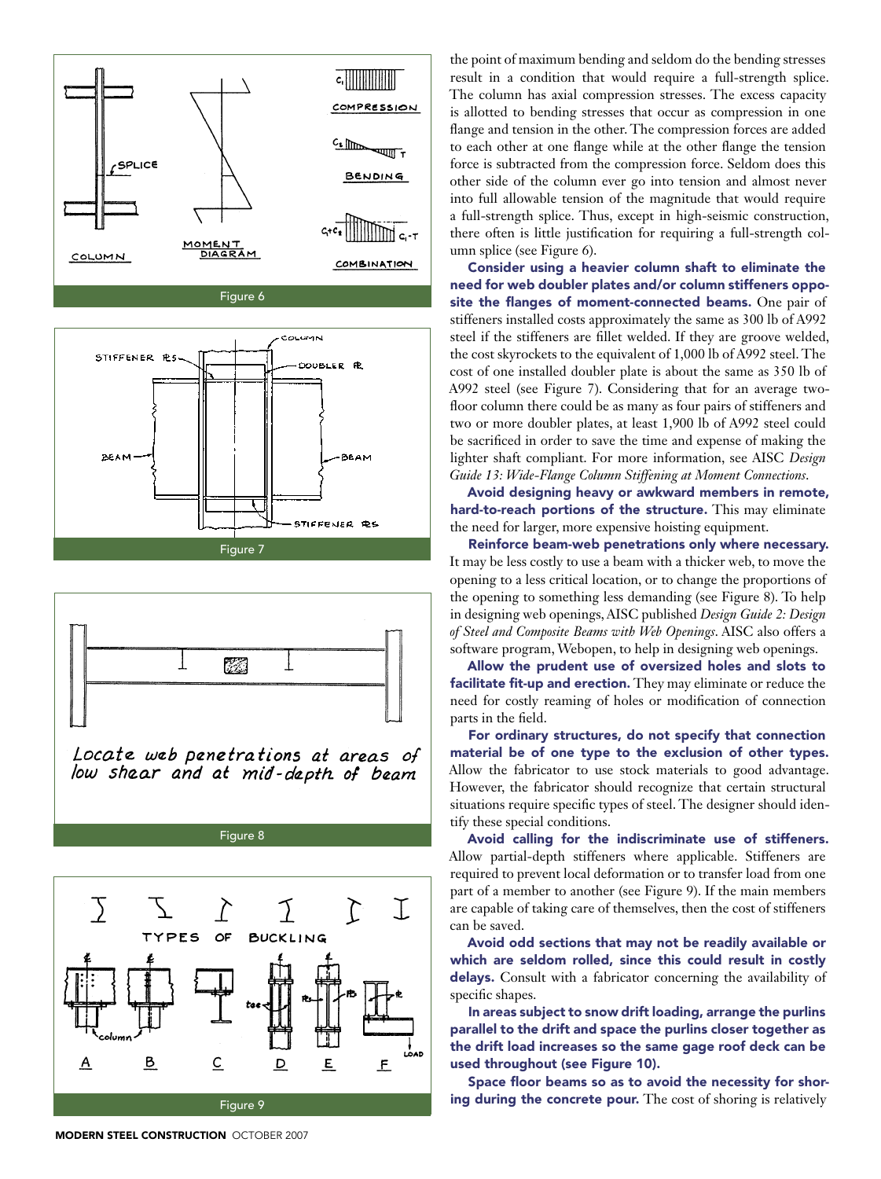Figure 6

Figure 7

Figure 8

Figure 9

the point of maximum bending and seldom do the bending stresses result in a condition that would require a full-strength splice. The column has axial compression stresses. The excess capacity is allotted to bending stresses that occur as compression in one flange and tension in the other. The compression forces are added to each other at one flange while at the other flange the tension force is subtracted from the compression force. Seldom does this other side of the column ever go into tension and almost never into full allowable tension of the magnitude that would require a full-strength splice. Thus, except in high-seismic construction, there often is little justification for requiring a full-strength column splice (see Figure 6).

**Consider using a heavier column shaft to eliminate the need for web doubler plates and/or column stiffeners opposite the flanges of moment-connected beams.** One pair of stiffeners installed costs approximately the same as 300 lb of A992 steel if the stiffeners are fillet welded. If they are groove welded, the cost skyrockets to the equivalent of 1,000 lb of A992 steel. The cost of one installed doubler plate is about the same as 350 lb of A992 steel (see Figure 7). Considering that for an average two-floor column there could be as many as four pairs of stiffeners and two or more doubler plates, at least 1,900 lb of A992 steel could be sacrificed in order to save the time and expense of making the lighter shaft compliant. For more information, see AISC *Design Guide 13: Wide-Flange Column Stiffening at Moment Connections*.

**Avoid designing heavy or awkward members in remote, hard-to-reach portions of the structure.** This may eliminate the need for larger, more expensive hoisting equipment.

**Reinforce beam-web penetrations only where necessary.** It may be less costly to use a beam with a thicker web, to move the opening to a less critical location, or to change the proportions of the opening to something less demanding (see Figure 8). To help in designing web openings, AISC published *Design Guide 2: Design of Steel and Composite Beams with Web Openings*. AISC also offers a software program, Webopen, to help in designing web openings.

**Allow the prudent use of oversized holes and slots to facilitate fit-up and erection.** They may eliminate or reduce the need for costly reaming of holes or modification of connection parts in the field.

**For ordinary structures, do not specify that connection material be of one type to the exclusion of other types.** Allow the fabricator to use stock materials to good advantage. However, the fabricator should recognize that certain structural situations require specific types of steel. The designer should identify these special conditions.

**Avoid calling for the indiscriminate use of stiffeners.** Allow partial-depth stiffeners where applicable. Stiffeners are required to prevent local deformation or to transfer load from one part of a member to another (see Figure 9). If the main members are capable of taking care of themselves, then the cost of stiffeners can be saved.

**Avoid odd sections that may not be readily available or which are seldom rolled, since this could result in costly delays.** Consult with a fabricator concerning the availability of specific shapes.

**In areas subject to snow drift loading, arrange the purlins parallel to the drift and space the purlins closer together as the drift load increases so the same gage roof deck can be used throughout (see Figure 10).**

**Space floor beams so as to avoid the necessity for shoring during the concrete pour.** The cost of shoring is relatively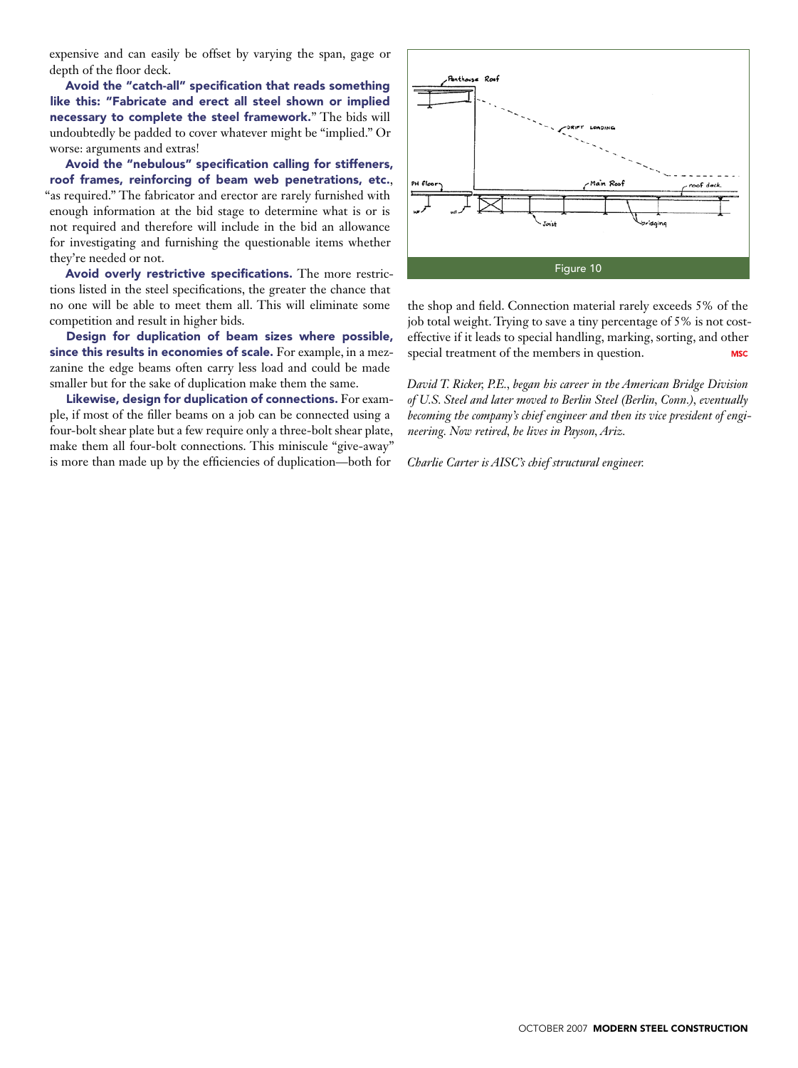expensive and can easily be offset by varying the span, gage or depth of the floor deck.

**Avoid the "catch-all" specification that reads something like this: "Fabricate and erect all steel shown or implied necessary to complete the steel framework."** The bids will undoubtedly be padded to cover whatever might be "implied." Or worse: arguments and extras!

**Avoid the "nebulous" specification calling for stiffeners, roof frames, reinforcing of beam web penetrations, etc.**, "as required." The fabricator and erector are rarely furnished with enough information at the bid stage to determine what is or is not required and therefore will include in the bid an allowance for investigating and furnishing the questionable items whether they're needed or not.

**Avoid overly restrictive specifications.** The more restrictions listed in the steel specifications, the greater the chance that no one will be able to meet them all. This will eliminate some competition and result in higher bids.

**Design for duplication of beam sizes where possible, since this results in economies of scale.** For example, in a mezzanine the edge beams often carry less load and could be made smaller but for the sake of duplication make them the same.

**Likewise, design for duplication of connections.** For example, if most of the filler beams on a job can be connected using a four-bolt shear plate but a few require only a three-bolt shear plate, make them all four-bolt connections. This miniscule "give-away" is more than made up by the efficiencies of duplication—both for the shop and field. Connection material rarely exceeds 5% of the job total weight. Trying to save a tiny percentage of 5% is not cost-effective if it leads to special handling, marking, sorting, and other special treatment of the members in question.

Penthouse Roof
DRIFT LOADING
PH floor
Main Roof
roof deck
Joist
bridging

Figure 10

*David T. Ricker, P.E., began his career in the American Bridge Division of U.S. Steel and later moved to Berlin Steel (Berlin, Conn.), eventually becoming the company's chief engineer and then its vice president of engineering. Now retired, he lives in Payson, Ariz.*

*Charlie Carter is AISC's chief structural engineer.*